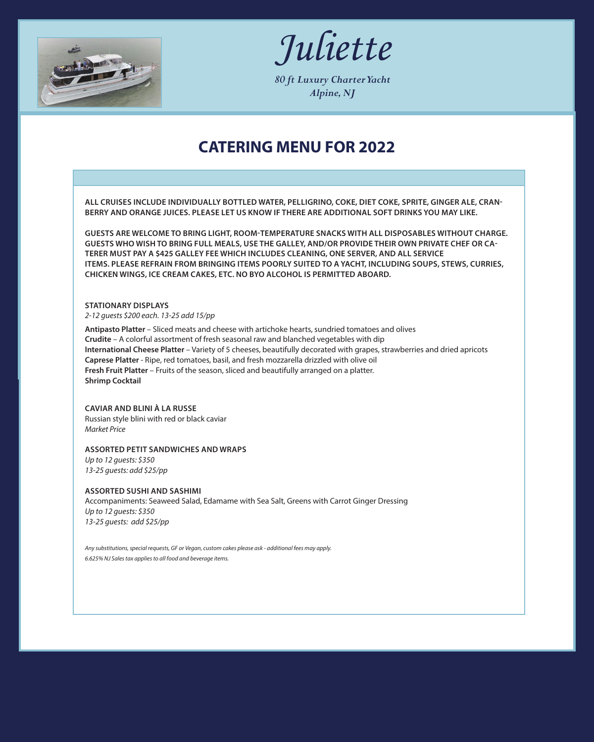# Juliette

*80 ft Luxury Charter Yacht*
*Alpine, NJ*

## CATERING MENU FOR 2022

**ALL CRUISES INCLUDE INDIVIDUALLY BOTTLED WATER, PELLIGRINO, COKE, DIET COKE, SPRITE, GINGER ALE, CRANBERRY AND ORANGE JUICES. PLEASE LET US KNOW IF THERE ARE ADDITIONAL SOFT DRINKS YOU MAY LIKE.**

**GUESTS ARE WELCOME TO BRING LIGHT, ROOM-TEMPERATURE SNACKS WITH ALL DISPOSABLES WITHOUT CHARGE. GUESTS WHO WISH TO BRING FULL MEALS, USE THE GALLEY, AND/OR PROVIDE THEIR OWN PRIVATE CHEF OR CATERER MUST PAY A $425 GALLEY FEE WHICH INCLUDES CLEANING, ONE SERVER, AND ALL SERVICE ITEMS. PLEASE REFRAIN FROM BRINGING ITEMS POORLY SUITED TO A YACHT, INCLUDING SOUPS, STEWS, CURRIES, CHICKEN WINGS, ICE CREAM CAKES, ETC. NO BYO ALCOHOL IS PERMITTED ABOARD.**

**STATIONARY DISPLAYS**
*2-12 guests $200 each. 13-25 add 15/pp*

**Antipasto Platter** – Sliced meats and cheese with artichoke hearts, sundried tomatoes and olives
**Crudite** – A colorful assortment of fresh seasonal raw and blanched vegetables with dip
**International Cheese Platter** – Variety of 5 cheeses, beautifully decorated with grapes, strawberries and dried apricots
**Caprese Platter** - Ripe, red tomatoes, basil, and fresh mozzarella drizzled with olive oil
**Fresh Fruit Platter** – Fruits of the season, sliced and beautifully arranged on a platter.
**Shrimp Cocktail**

**CAVIAR AND BLINI À LA RUSSE**
Russian style blini with red or black caviar
*Market Price*

**ASSORTED PETIT SANDWICHES AND WRAPS**
*Up to 12 guests: $350*
*13-25 guests: add $25/pp*

**ASSORTED SUSHI AND SASHIMI**
Accompaniments: Seaweed Salad, Edamame with Sea Salt, Greens with Carrot Ginger Dressing
*Up to 12 guests: $350*
*13-25 guests: add $25/pp*

*Any substitutions, special requests, GF or Vegan, custom cakes please ask - additional fees may apply.*
*6.625% NJ Sales tax applies to all food and beverage items.*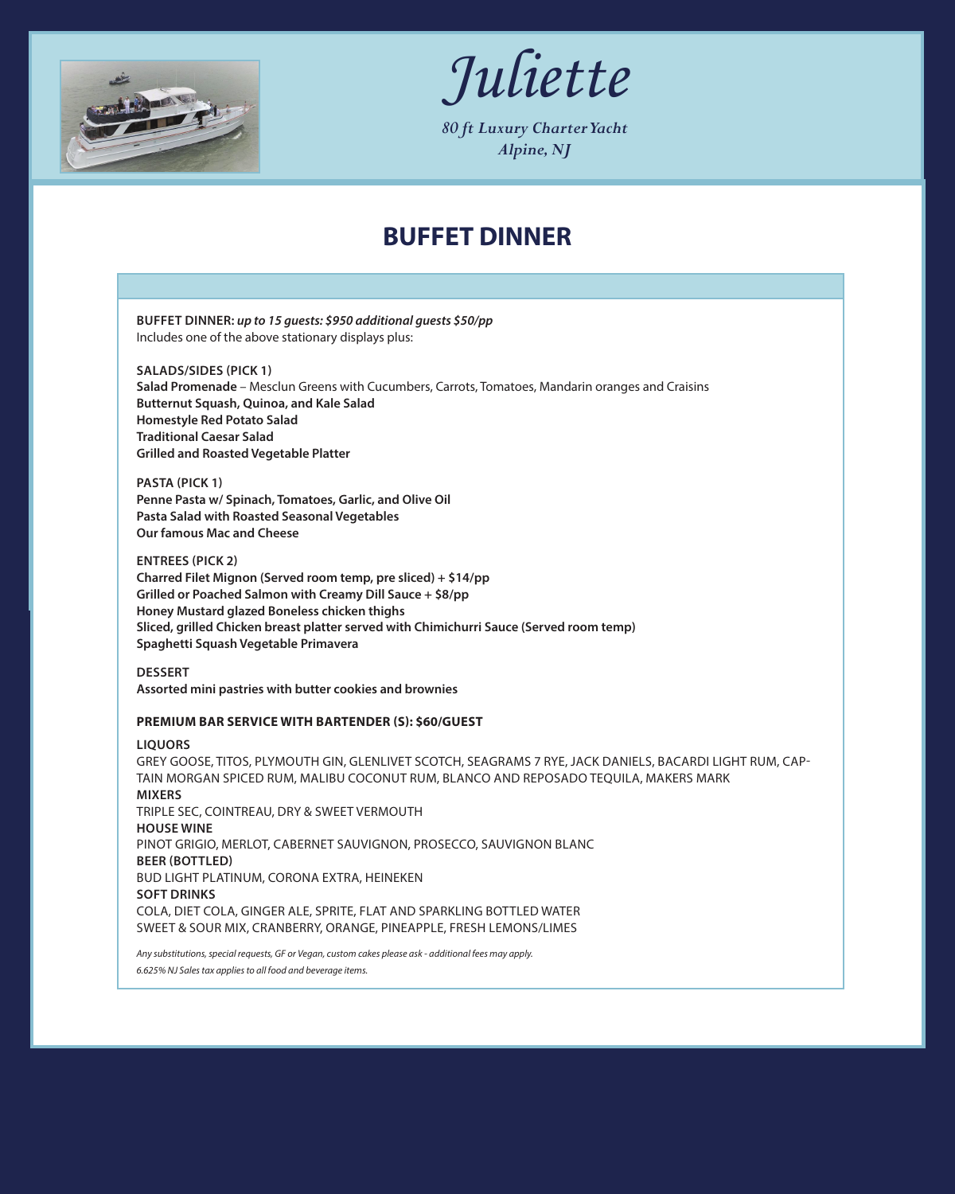# Juliette

*80 ft Luxury Charter Yacht*
*Alpine, NJ*

## BUFFET DINNER

**BUFFET DINNER:** ***up to 15 guests: $950 additional guests $50/pp***
Includes one of the above stationary displays plus:

**SALADS/SIDES (PICK 1)**
**Salad Promenade** – Mesclun Greens with Cucumbers, Carrots, Tomatoes, Mandarin oranges and Craisins
**Butternut Squash, Quinoa, and Kale Salad**
**Homestyle Red Potato Salad**
**Traditional Caesar Salad**
**Grilled and Roasted Vegetable Platter**

**PASTA (PICK 1)**
**Penne Pasta w/ Spinach, Tomatoes, Garlic, and Olive Oil**
**Pasta Salad with Roasted Seasonal Vegetables**
**Our famous Mac and Cheese**

**ENTREES (PICK 2)**
**Charred Filet Mignon (Served room temp, pre sliced) + $14/pp**
**Grilled or Poached Salmon with Creamy Dill Sauce + $8/pp**
**Honey Mustard glazed Boneless chicken thighs**
**Sliced, grilled Chicken breast platter served with Chimichurri Sauce (Served room temp)**
**Spaghetti Squash Vegetable Primavera**

**DESSERT**
**Assorted mini pastries with butter cookies and brownies**

**PREMIUM BAR SERVICE WITH BARTENDER (S): $60/GUEST**

**LIQUORS**
GREY GOOSE, TITOS, PLYMOUTH GIN, GLENLIVET SCOTCH, SEAGRAMS 7 RYE, JACK DANIELS, BACARDI LIGHT RUM, CAPTAIN MORGAN SPICED RUM, MALIBU COCONUT RUM, BLANCO AND REPOSADO TEQUILA, MAKERS MARK
**MIXERS**
TRIPLE SEC, COINTREAU, DRY & SWEET VERMOUTH
**HOUSE WINE**
PINOT GRIGIO, MERLOT, CABERNET SAUVIGNON, PROSECCO, SAUVIGNON BLANC
**BEER (BOTTLED)**
BUD LIGHT PLATINUM, CORONA EXTRA, HEINEKEN
**SOFT DRINKS**
COLA, DIET COLA, GINGER ALE, SPRITE, FLAT AND SPARKLING BOTTLED WATER
SWEET & SOUR MIX, CRANBERRY, ORANGE, PINEAPPLE, FRESH LEMONS/LIMES

*Any substitutions, special requests, GF or Vegan, custom cakes please ask - additional fees may apply.*
*6.625% NJ Sales tax applies to all food and beverage items.*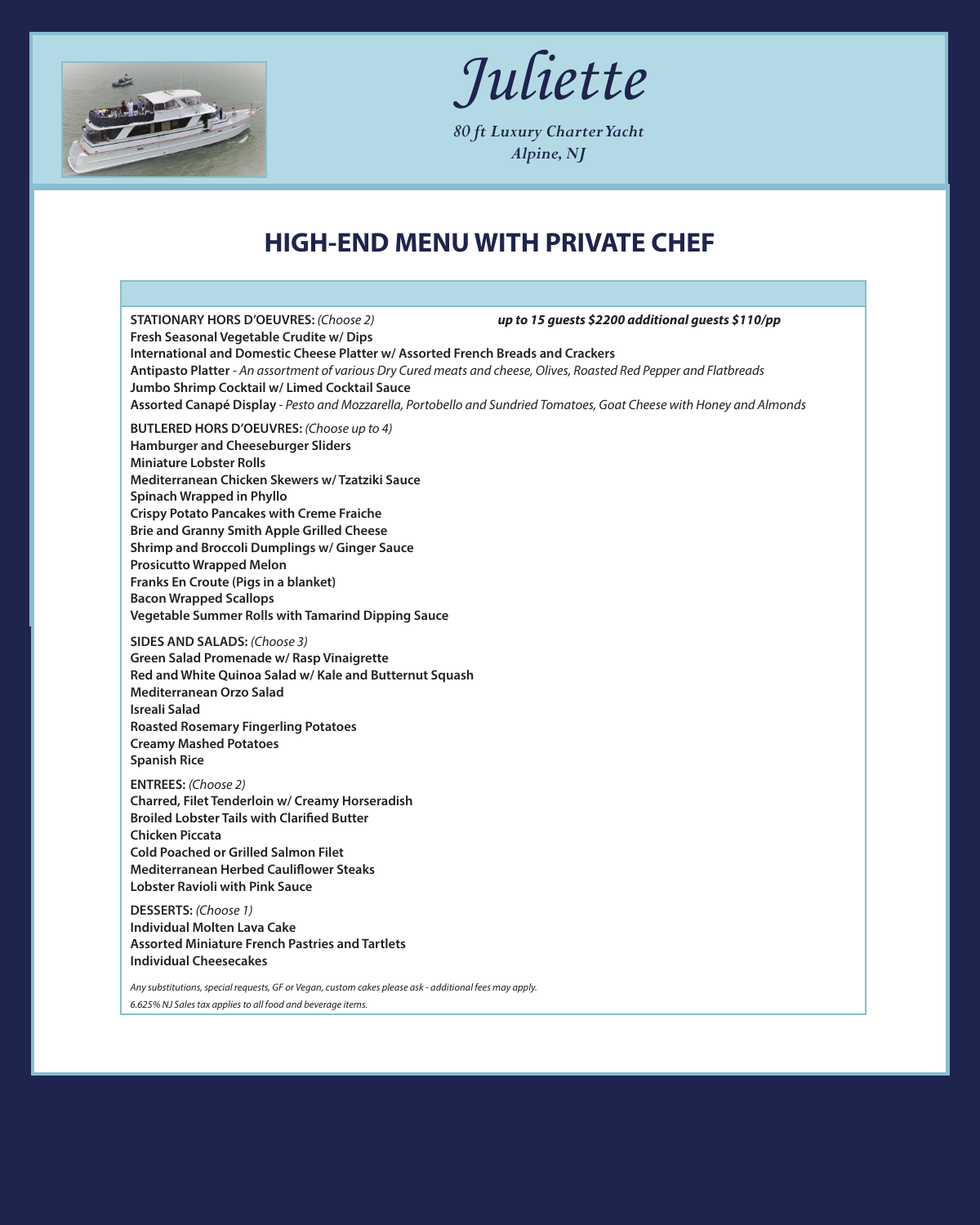# Juliette

*80 ft Luxury Charter Yacht*
*Alpine, NJ*

## HIGH-END MENU WITH PRIVATE CHEF

**STATIONARY HORS D'OEUVRES:** *(Choose 2)* ***up to 15 guests $2200 additional guests $110/pp***

**Fresh Seasonal Vegetable Crudite w/ Dips**
**International and Domestic Cheese Platter w/ Assorted French Breads and Crackers**
**Antipasto Platter** - *An assortment of various Dry Cured meats and cheese, Olives, Roasted Red Pepper and Flatbreads*
**Jumbo Shrimp Cocktail w/ Limed Cocktail Sauce**
**Assorted Canapé Display** - *Pesto and Mozzarella, Portobello and Sundried Tomatoes, Goat Cheese with Honey and Almonds*

**BUTLERED HORS D'OEUVRES:** *(Choose up to 4)*

**Hamburger and Cheeseburger Sliders**
**Miniature Lobster Rolls**
**Mediterranean Chicken Skewers w/ Tzatziki Sauce**
**Spinach Wrapped in Phyllo**
**Crispy Potato Pancakes with Creme Fraiche**
**Brie and Granny Smith Apple Grilled Cheese**
**Shrimp and Broccoli Dumplings w/ Ginger Sauce**
**Prosicutto Wrapped Melon**
**Franks En Croute (Pigs in a blanket)**
**Bacon Wrapped Scallops**
**Vegetable Summer Rolls with Tamarind Dipping Sauce**

**SIDES AND SALADS:** *(Choose 3)*

**Green Salad Promenade w/ Rasp Vinaigrette**
**Red and White Quinoa Salad w/ Kale and Butternut Squash**
**Mediterranean Orzo Salad**
**Isreali Salad**
**Roasted Rosemary Fingerling Potatoes**
**Creamy Mashed Potatoes**
**Spanish Rice**

**ENTREES:** *(Choose 2)*

**Charred, Filet Tenderloin w/ Creamy Horseradish**
**Broiled Lobster Tails with Clarified Butter**
**Chicken Piccata**
**Cold Poached or Grilled Salmon Filet**
**Mediterranean Herbed Cauliflower Steaks**
**Lobster Ravioli with Pink Sauce**

**DESSERTS:** *(Choose 1)*

**Individual Molten Lava Cake**
**Assorted Miniature French Pastries and Tartlets**
**Individual Cheesecakes**

*Any substitutions, special requests, GF or Vegan, custom cakes please ask - additional fees may apply.*

*6.625% NJ Sales tax applies to all food and beverage items.*